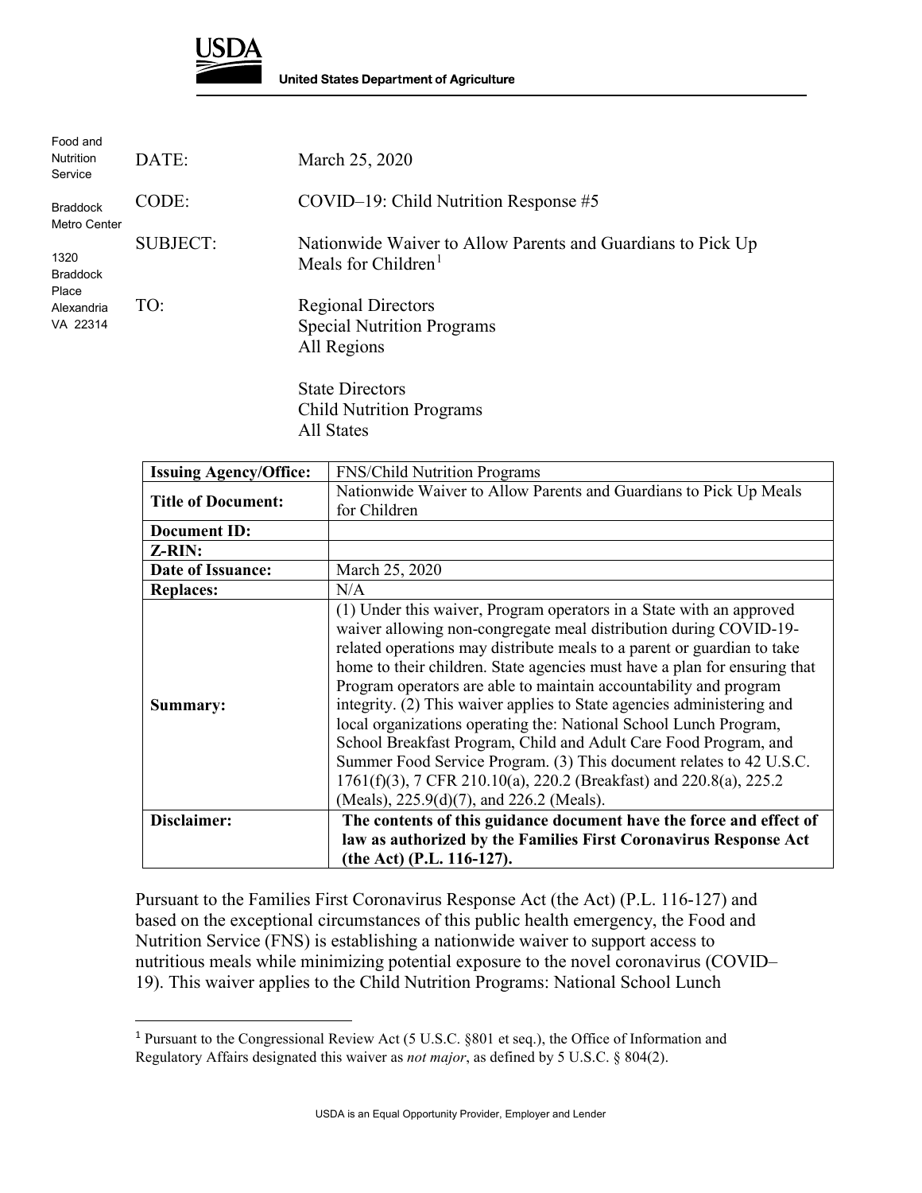**USDA**

**United States Department of Agriculture**

Food and Nutrition Service

Braddock Metro Center

1320 Braddock Place
Alexandria VA 22314

DATE: March 25, 2020

CODE: COVID–19: Child Nutrition Response #5

SUBJECT: Nationwide Waiver to Allow Parents and Guardians to Pick Up Meals for Children[1]

TO: Regional Directors
Special Nutrition Programs
All Regions

State Directors
Child Nutrition Programs
All States

| **Issuing Agency/Office:** | FNS/Child Nutrition Programs |
|---|---|
| **Title of Document:** | Nationwide Waiver to Allow Parents and Guardians to Pick Up Meals for Children |
| **Document ID:** | |
| **Z-RIN:** | |
| **Date of Issuance:** | March 25, 2020 |
| **Replaces:** | N/A |
| **Summary:** | (1) Under this waiver, Program operators in a State with an approved waiver allowing non-congregate meal distribution during COVID-19-related operations may distribute meals to a parent or guardian to take home to their children. State agencies must have a plan for ensuring that Program operators are able to maintain accountability and program integrity. (2) This waiver applies to State agencies administering and local organizations operating the: National School Lunch Program, School Breakfast Program, Child and Adult Care Food Program, and Summer Food Service Program. (3) This document relates to 42 U.S.C. 1761(f)(3), 7 CFR 210.10(a), 220.2 (Breakfast) and 220.8(a), 225.2 (Meals), 225.9(d)(7), and 226.2 (Meals). |
| **Disclaimer:** | **The contents of this guidance document have the force and effect of law as authorized by the Families First Coronavirus Response Act (the Act) (P.L. 116-127).** |

Pursuant to the Families First Coronavirus Response Act (the Act) (P.L. 116-127) and based on the exceptional circumstances of this public health emergency, the Food and Nutrition Service (FNS) is establishing a nationwide waiver to support access to nutritious meals while minimizing potential exposure to the novel coronavirus (COVID–19). This waiver applies to the Child Nutrition Programs: National School Lunch

[1] Pursuant to the Congressional Review Act (5 U.S.C. §801 et seq.), the Office of Information and Regulatory Affairs designated this waiver as *not major*, as defined by 5 U.S.C. § 804(2).

USDA is an Equal Opportunity Provider, Employer and Lender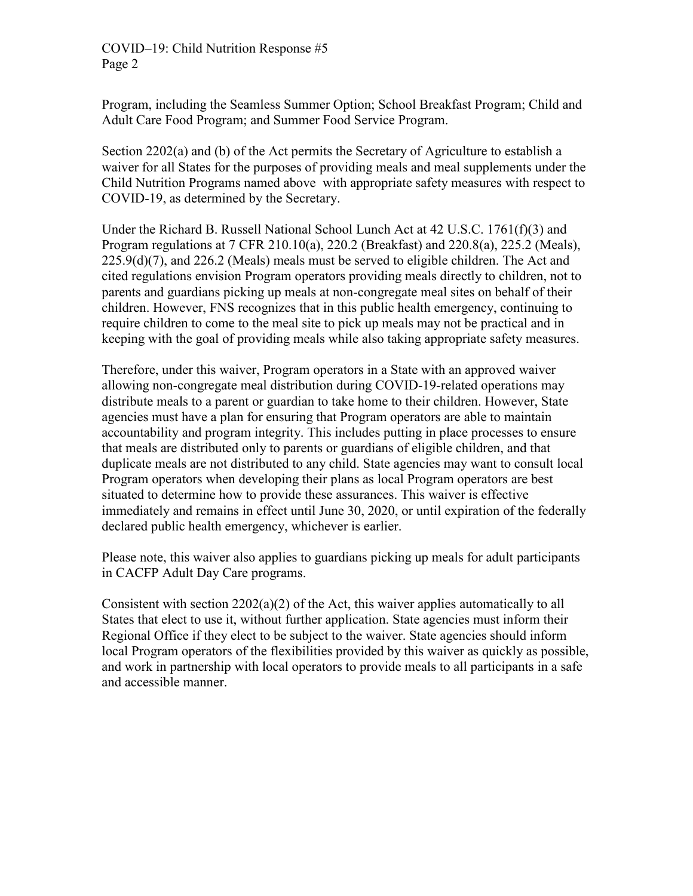Program, including the Seamless Summer Option; School Breakfast Program; Child and Adult Care Food Program; and Summer Food Service Program.

Section 2202(a) and (b) of the Act permits the Secretary of Agriculture to establish a waiver for all States for the purposes of providing meals and meal supplements under the Child Nutrition Programs named above with appropriate safety measures with respect to COVID-19, as determined by the Secretary.

Under the Richard B. Russell National School Lunch Act at 42 U.S.C. 1761(f)(3) and Program regulations at 7 CFR 210.10(a), 220.2 (Breakfast) and 220.8(a), 225.2 (Meals), 225.9(d)(7), and 226.2 (Meals) meals must be served to eligible children. The Act and cited regulations envision Program operators providing meals directly to children, not to parents and guardians picking up meals at non-congregate meal sites on behalf of their children. However, FNS recognizes that in this public health emergency, continuing to require children to come to the meal site to pick up meals may not be practical and in keeping with the goal of providing meals while also taking appropriate safety measures.

Therefore, under this waiver, Program operators in a State with an approved waiver allowing non-congregate meal distribution during COVID-19-related operations may distribute meals to a parent or guardian to take home to their children. However, State agencies must have a plan for ensuring that Program operators are able to maintain accountability and program integrity. This includes putting in place processes to ensure that meals are distributed only to parents or guardians of eligible children, and that duplicate meals are not distributed to any child. State agencies may want to consult local Program operators when developing their plans as local Program operators are best situated to determine how to provide these assurances. This waiver is effective immediately and remains in effect until June 30, 2020, or until expiration of the federally declared public health emergency, whichever is earlier.

Please note, this waiver also applies to guardians picking up meals for adult participants in CACFP Adult Day Care programs.

Consistent with section 2202(a)(2) of the Act, this waiver applies automatically to all States that elect to use it, without further application. State agencies must inform their Regional Office if they elect to be subject to the waiver. State agencies should inform local Program operators of the flexibilities provided by this waiver as quickly as possible, and work in partnership with local operators to provide meals to all participants in a safe and accessible manner.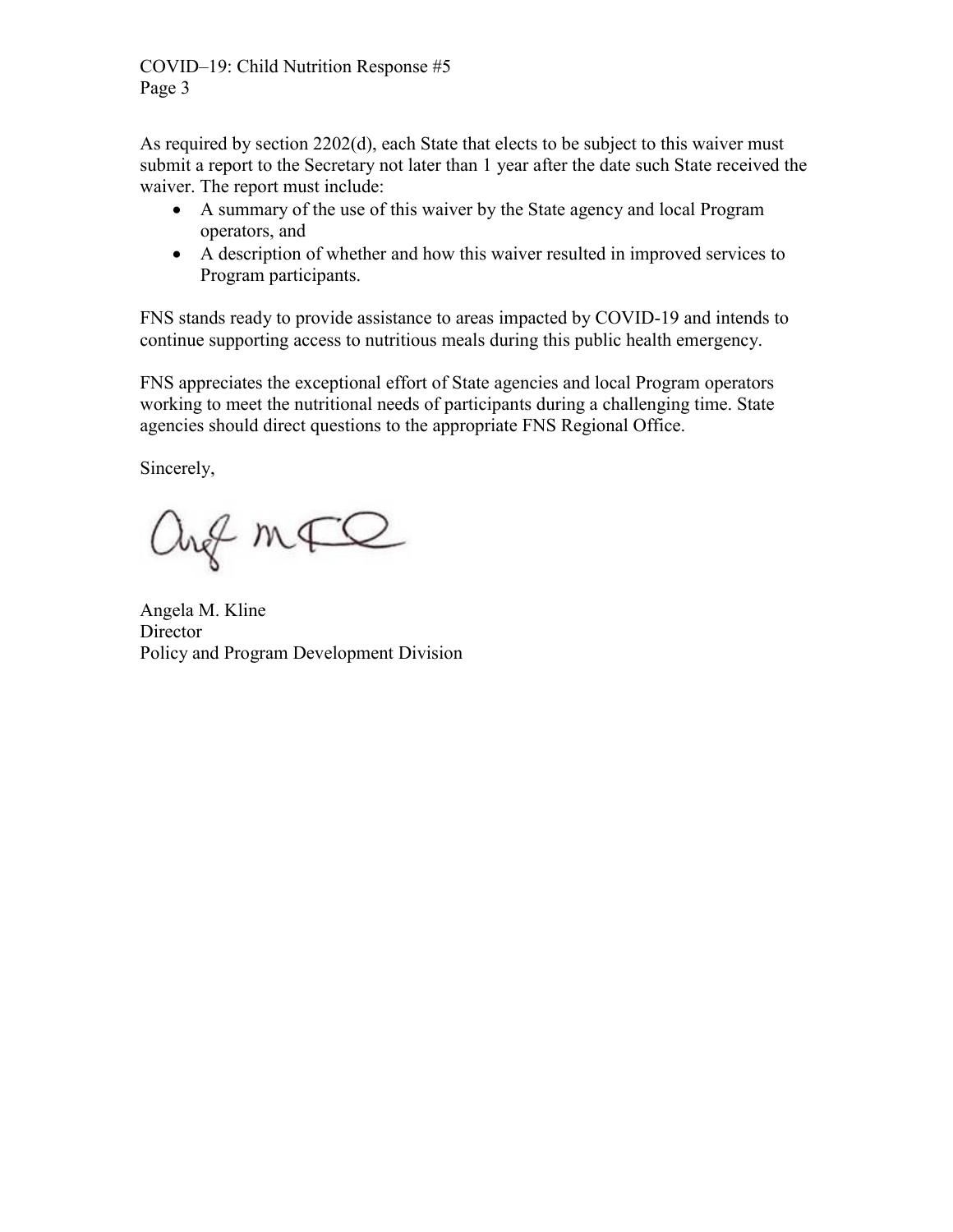As required by section 2202(d), each State that elects to be subject to this waiver must submit a report to the Secretary not later than 1 year after the date such State received the waiver. The report must include:

- A summary of the use of this waiver by the State agency and local Program operators, and
- A description of whether and how this waiver resulted in improved services to Program participants.

FNS stands ready to provide assistance to areas impacted by COVID-19 and intends to continue supporting access to nutritious meals during this public health emergency.

FNS appreciates the exceptional effort of State agencies and local Program operators working to meet the nutritional needs of participants during a challenging time. State agencies should direct questions to the appropriate FNS Regional Office.

Sincerely,

Angela M. Kline
Director
Policy and Program Development Division